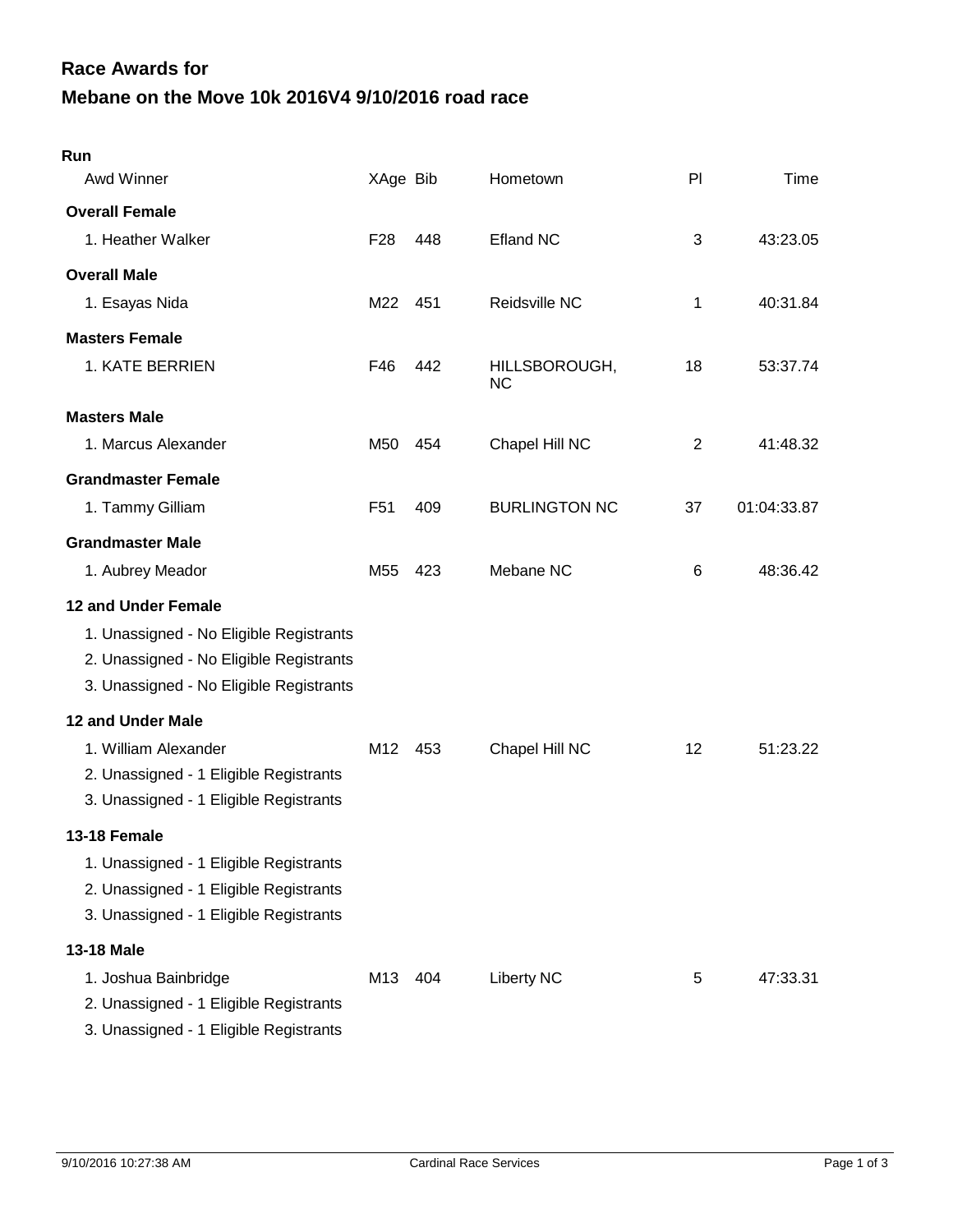# Race Awards for

# Mebane on the Move 10k 2016V4 9/10/2016 road race

**Run**

| Awd Winner | XAge | Bib | Hometown | Pl | Time |
|---|---|---|---|---|---|
| **Overall Female** | | | | | |
| 1. Heather Walker | F28 | 448 | Efland NC | 3 | 43:23.05 |
| **Overall Male** | | | | | |
| 1. Esayas Nida | M22 | 451 | Reidsville NC | 1 | 40:31.84 |
| **Masters Female** | | | | | |
| 1. KATE BERRIEN | F46 | 442 | HILLSBOROUGH, NC | 18 | 53:37.74 |
| **Masters Male** | | | | | |
| 1. Marcus Alexander | M50 | 454 | Chapel Hill NC | 2 | 41:48.32 |
| **Grandmaster Female** | | | | | |
| 1. Tammy Gilliam | F51 | 409 | BURLINGTON NC | 37 | 01:04:33.87 |
| **Grandmaster Male** | | | | | |
| 1. Aubrey Meador | M55 | 423 | Mebane NC | 6 | 48:36.42 |
| **12 and Under Female** | | | | | |
| 1. Unassigned - No Eligible Registrants | | | | | |
| 2. Unassigned - No Eligible Registrants | | | | | |
| 3. Unassigned - No Eligible Registrants | | | | | |
| **12 and Under Male** | | | | | |
| 1. William Alexander | M12 | 453 | Chapel Hill NC | 12 | 51:23.22 |
| 2. Unassigned - 1 Eligible Registrants | | | | | |
| 3. Unassigned - 1 Eligible Registrants | | | | | |
| **13-18 Female** | | | | | |
| 1. Unassigned - 1 Eligible Registrants | | | | | |
| 2. Unassigned - 1 Eligible Registrants | | | | | |
| 3. Unassigned - 1 Eligible Registrants | | | | | |
| **13-18 Male** | | | | | |
| 1. Joshua Bainbridge | M13 | 404 | Liberty NC | 5 | 47:33.31 |
| 2. Unassigned - 1 Eligible Registrants | | | | | |
| 3. Unassigned - 1 Eligible Registrants | | | | | |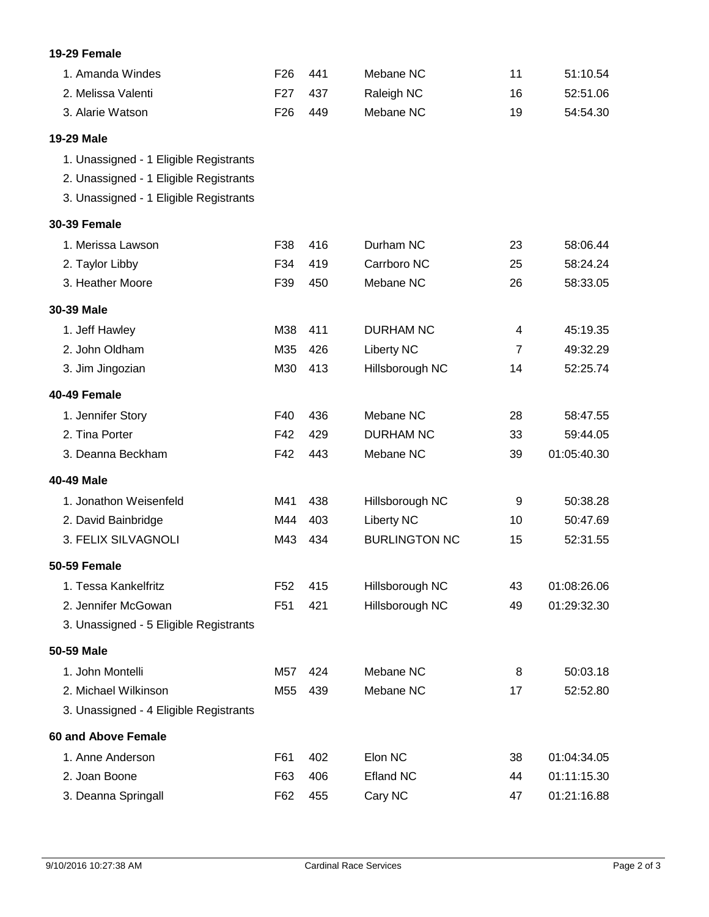**19-29 Female**

| | | | | | |
|---|---|---|---|---|---|
| 1. Amanda Windes | F26 | 441 | Mebane NC | 11 | 51:10.54 |
| 2. Melissa Valenti | F27 | 437 | Raleigh NC | 16 | 52:51.06 |
| 3. Alarie Watson | F26 | 449 | Mebane NC | 19 | 54:54.30 |

**19-29 Male**

1. Unassigned - 1 Eligible Registrants
2. Unassigned - 1 Eligible Registrants
3. Unassigned - 1 Eligible Registrants

**30-39 Female**

| | | | | | |
|---|---|---|---|---|---|
| 1. Merissa Lawson | F38 | 416 | Durham NC | 23 | 58:06.44 |
| 2. Taylor Libby | F34 | 419 | Carrboro NC | 25 | 58:24.24 |
| 3. Heather Moore | F39 | 450 | Mebane NC | 26 | 58:33.05 |

**30-39 Male**

| | | | | | |
|---|---|---|---|---|---|
| 1. Jeff Hawley | M38 | 411 | DURHAM NC | 4 | 45:19.35 |
| 2. John Oldham | M35 | 426 | Liberty NC | 7 | 49:32.29 |
| 3. Jim Jingozian | M30 | 413 | Hillsborough NC | 14 | 52:25.74 |

**40-49 Female**

| | | | | | |
|---|---|---|---|---|---|
| 1. Jennifer Story | F40 | 436 | Mebane NC | 28 | 58:47.55 |
| 2. Tina Porter | F42 | 429 | DURHAM NC | 33 | 59:44.05 |
| 3. Deanna Beckham | F42 | 443 | Mebane NC | 39 | 01:05:40.30 |

**40-49 Male**

| | | | | | |
|---|---|---|---|---|---|
| 1. Jonathon Weisenfeld | M41 | 438 | Hillsborough NC | 9 | 50:38.28 |
| 2. David Bainbridge | M44 | 403 | Liberty NC | 10 | 50:47.69 |
| 3. FELIX SILVAGNOLI | M43 | 434 | BURLINGTON NC | 15 | 52:31.55 |

**50-59 Female**

| | | | | | |
|---|---|---|---|---|---|
| 1. Tessa Kankelfritz | F52 | 415 | Hillsborough NC | 43 | 01:08:26.06 |
| 2. Jennifer McGowan | F51 | 421 | Hillsborough NC | 49 | 01:29:32.30 |
| 3. Unassigned - 5 Eligible Registrants | | | | | |

**50-59 Male**

| | | | | | |
|---|---|---|---|---|---|
| 1. John Montelli | M57 | 424 | Mebane NC | 8 | 50:03.18 |
| 2. Michael Wilkinson | M55 | 439 | Mebane NC | 17 | 52:52.80 |
| 3. Unassigned - 4 Eligible Registrants | | | | | |

**60 and Above Female**

| | | | | | |
|---|---|---|---|---|---|
| 1. Anne Anderson | F61 | 402 | Elon NC | 38 | 01:04:34.05 |
| 2. Joan Boone | F63 | 406 | Efland NC | 44 | 01:11:15.30 |
| 3. Deanna Springall | F62 | 455 | Cary NC | 47 | 01:21:16.88 |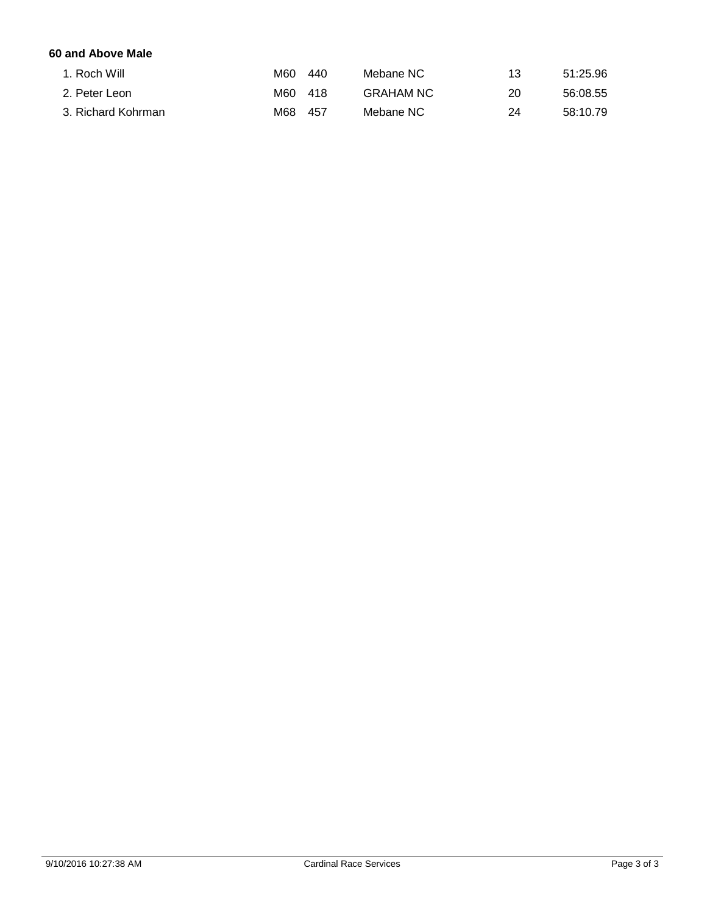**60 and Above Male**

| | | | | | |
|---|---|---|---|---|---|
| 1. Roch Will | M60 | 440 | Mebane NC | 13 | 51:25.96 |
| 2. Peter Leon | M60 | 418 | GRAHAM NC | 20 | 56:08.55 |
| 3. Richard Kohrman | M68 | 457 | Mebane NC | 24 | 58:10.79 |